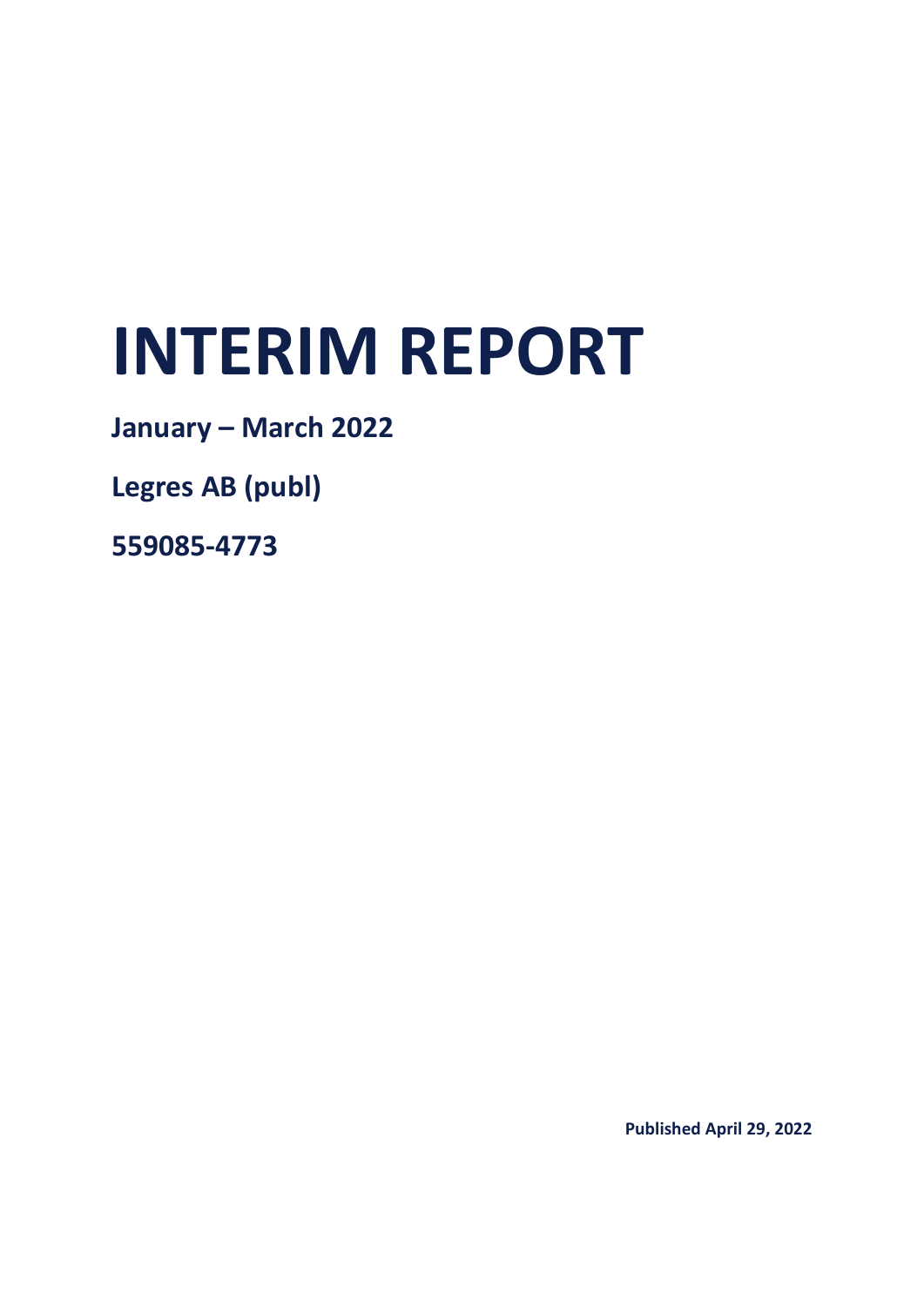# INTERIM REPORT

**January – March 2022**

**Legres AB (publ)**

**559085-4773**

**Published April 29, 2022**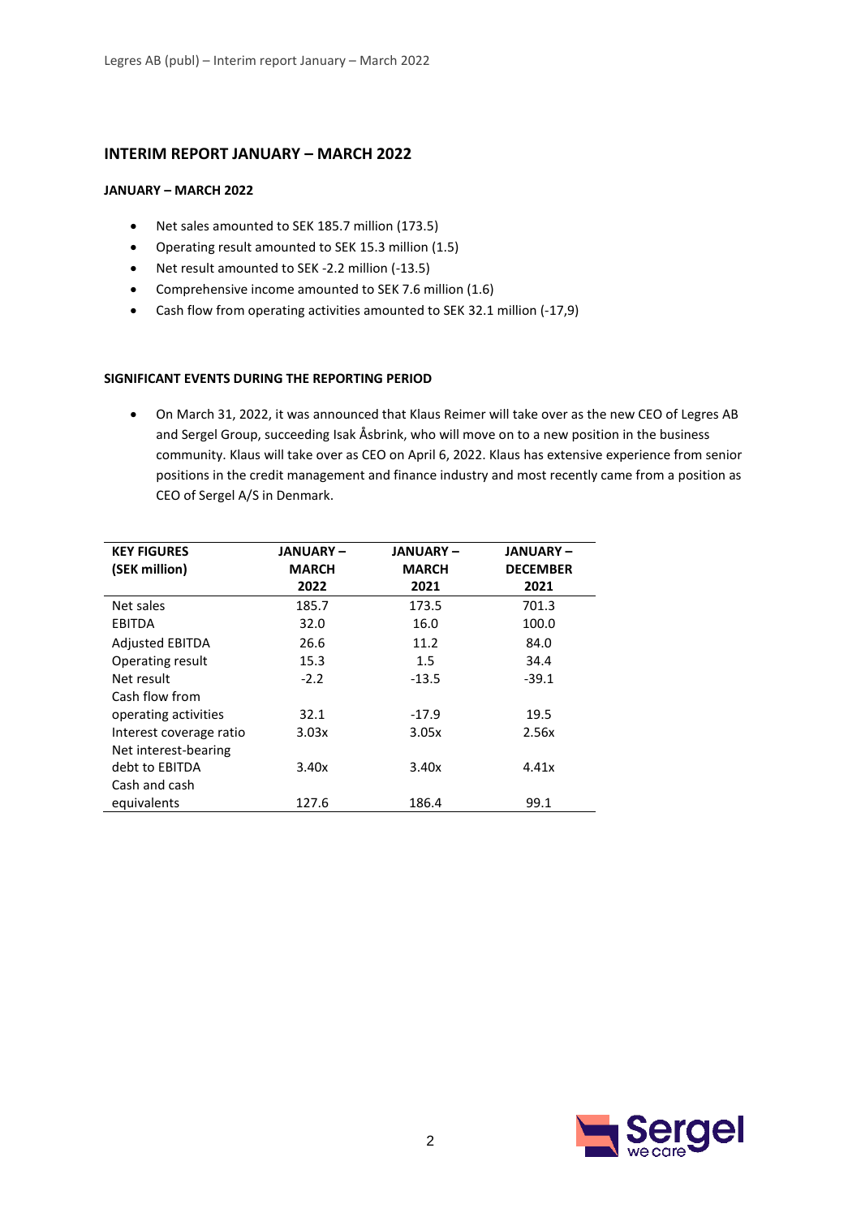# INTERIM REPORT JANUARY – MARCH 2022

### JANUARY – MARCH 2022

- Net sales amounted to SEK 185.7 million (173.5)
- Operating result amounted to SEK 15.3 million (1.5)
- Net result amounted to SEK -2.2 million (-13.5)
- Comprehensive income amounted to SEK 7.6 million (1.6)
- Cash flow from operating activities amounted to SEK 32.1 million (-17,9)

### SIGNIFICANT EVENTS DURING THE REPORTING PERIOD

- On March 31, 2022, it was announced that Klaus Reimer will take over as the new CEO of Legres AB and Sergel Group, succeeding Isak Åsbrink, who will move on to a new position in the business community. Klaus will take over as CEO on April 6, 2022. Klaus has extensive experience from senior positions in the credit management and finance industry and most recently came from a position as CEO of Sergel A/S in Denmark.

| KEY FIGURES (SEK million) | JANUARY – MARCH 2022 | JANUARY – MARCH 2021 | JANUARY – DECEMBER 2021 |
|---|---|---|---|
| Net sales | 185.7 | 173.5 | 701.3 |
| EBITDA | 32.0 | 16.0 | 100.0 |
| Adjusted EBITDA | 26.6 | 11.2 | 84.0 |
| Operating result | 15.3 | 1.5 | 34.4 |
| Net result | -2.2 | -13.5 | -39.1 |
| Cash flow from operating activities | 32.1 | -17.9 | 19.5 |
| Interest coverage ratio | 3.03x | 3.05x | 2.56x |
| Net interest-bearing debt to EBITDA | 3.40x | 3.40x | 4.41x |
| Cash and cash equivalents | 127.6 | 186.4 | 99.1 |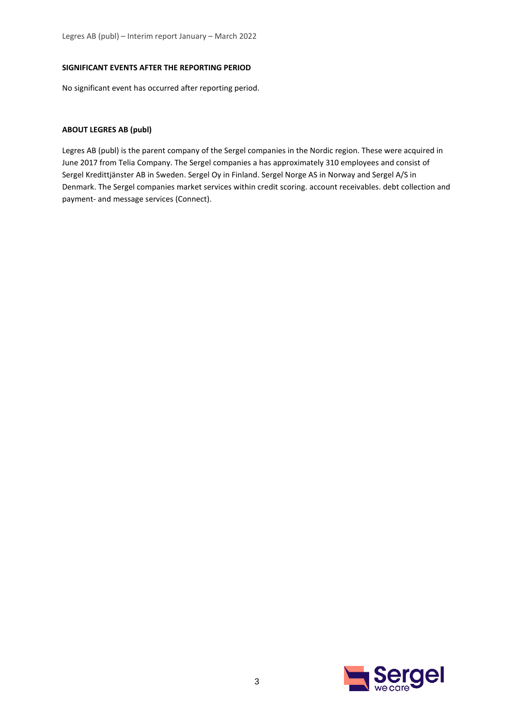**SIGNIFICANT EVENTS AFTER THE REPORTING PERIOD**

No significant event has occurred after reporting period.

**ABOUT LEGRES AB (publ)**

Legres AB (publ) is the parent company of the Sergel companies in the Nordic region. These were acquired in June 2017 from Telia Company. The Sergel companies a has approximately 310 employees and consist of Sergel Kredittjänster AB in Sweden. Sergel Oy in Finland. Sergel Norge AS in Norway and Sergel A/S in Denmark. The Sergel companies market services within credit scoring. account receivables. debt collection and payment- and message services (Connect).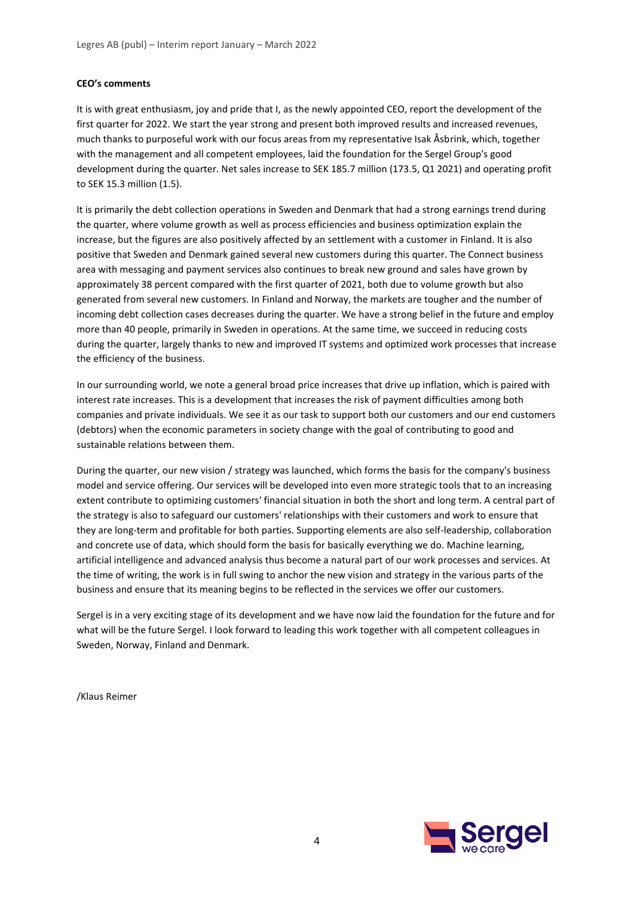**CEO's comments**

It is with great enthusiasm, joy and pride that I, as the newly appointed CEO, report the development of the first quarter for 2022. We start the year strong and present both improved results and increased revenues, much thanks to purposeful work with our focus areas from my representative Isak Åsbrink, which, together with the management and all competent employees, laid the foundation for the Sergel Group's good development during the quarter. Net sales increase to SEK 185.7 million (173.5, Q1 2021) and operating profit to SEK 15.3 million (1.5).

It is primarily the debt collection operations in Sweden and Denmark that had a strong earnings trend during the quarter, where volume growth as well as process efficiencies and business optimization explain the increase, but the figures are also positively affected by an settlement with a customer in Finland. It is also positive that Sweden and Denmark gained several new customers during this quarter. The Connect business area with messaging and payment services also continues to break new ground and sales have grown by approximately 38 percent compared with the first quarter of 2021, both due to volume growth but also generated from several new customers. In Finland and Norway, the markets are tougher and the number of incoming debt collection cases decreases during the quarter. We have a strong belief in the future and employ more than 40 people, primarily in Sweden in operations. At the same time, we succeed in reducing costs during the quarter, largely thanks to new and improved IT systems and optimized work processes that increase the efficiency of the business.

In our surrounding world, we note a general broad price increases that drive up inflation, which is paired with interest rate increases. This is a development that increases the risk of payment difficulties among both companies and private individuals. We see it as our task to support both our customers and our end customers (debtors) when the economic parameters in society change with the goal of contributing to good and sustainable relations between them.

During the quarter, our new vision / strategy was launched, which forms the basis for the company's business model and service offering. Our services will be developed into even more strategic tools that to an increasing extent contribute to optimizing customers' financial situation in both the short and long term. A central part of the strategy is also to safeguard our customers' relationships with their customers and work to ensure that they are long-term and profitable for both parties. Supporting elements are also self-leadership, collaboration and concrete use of data, which should form the basis for basically everything we do. Machine learning, artificial intelligence and advanced analysis thus become a natural part of our work processes and services. At the time of writing, the work is in full swing to anchor the new vision and strategy in the various parts of the business and ensure that its meaning begins to be reflected in the services we offer our customers.

Sergel is in a very exciting stage of its development and we have now laid the foundation for the future and for what will be the future Sergel. I look forward to leading this work together with all competent colleagues in Sweden, Norway, Finland and Denmark.

/Klaus Reimer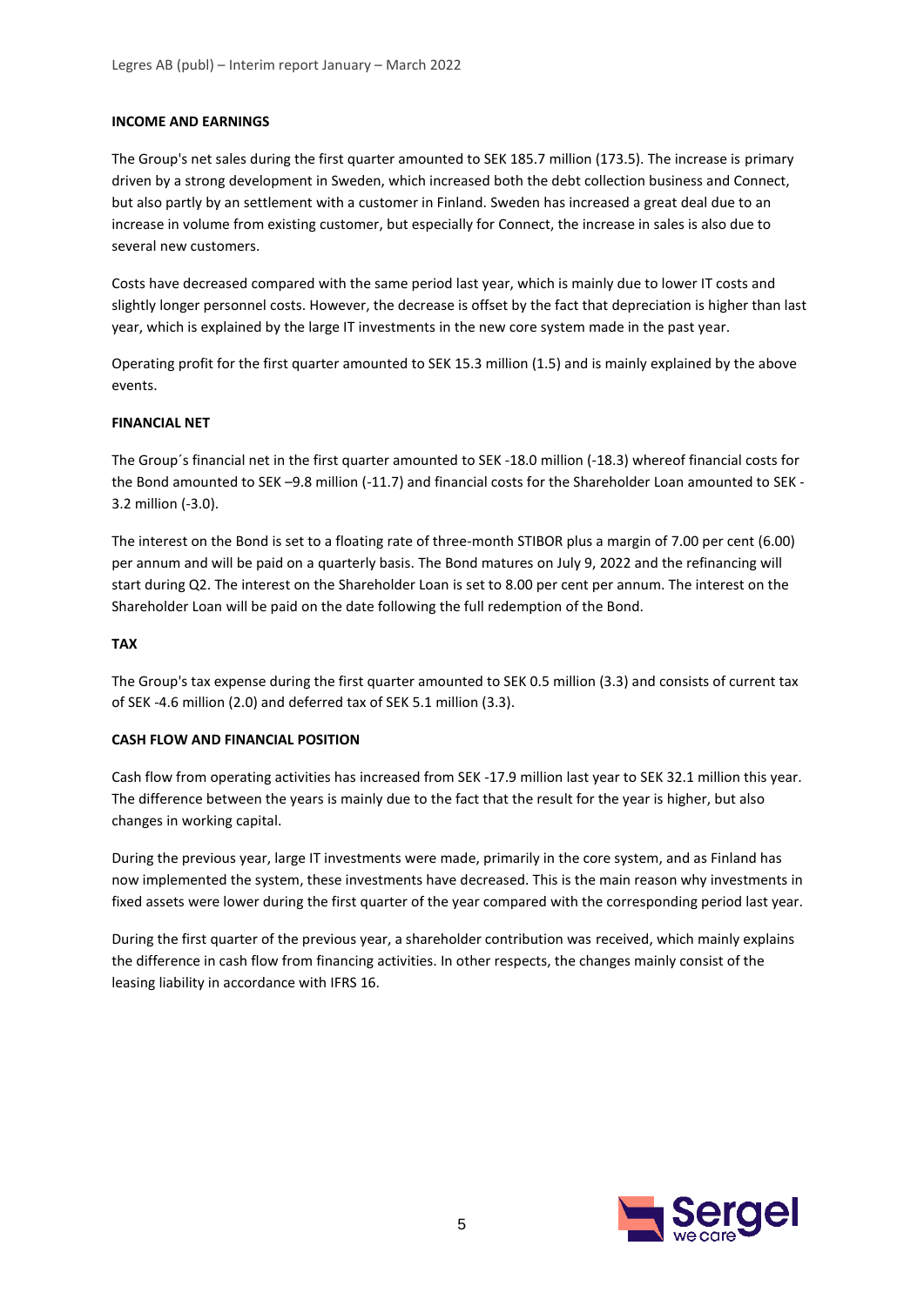## INCOME AND EARNINGS

The Group's net sales during the first quarter amounted to SEK 185.7 million (173.5). The increase is primary driven by a strong development in Sweden, which increased both the debt collection business and Connect, but also partly by an settlement with a customer in Finland. Sweden has increased a great deal due to an increase in volume from existing customer, but especially for Connect, the increase in sales is also due to several new customers.

Costs have decreased compared with the same period last year, which is mainly due to lower IT costs and slightly longer personnel costs. However, the decrease is offset by the fact that depreciation is higher than last year, which is explained by the large IT investments in the new core system made in the past year.

Operating profit for the first quarter amounted to SEK 15.3 million (1.5) and is mainly explained by the above events.

## FINANCIAL NET

The Group´s financial net in the first quarter amounted to SEK -18.0 million (-18.3) whereof financial costs for the Bond amounted to SEK –9.8 million (-11.7) and financial costs for the Shareholder Loan amounted to SEK -3.2 million (-3.0).

The interest on the Bond is set to a floating rate of three-month STIBOR plus a margin of 7.00 per cent (6.00) per annum and will be paid on a quarterly basis. The Bond matures on July 9, 2022 and the refinancing will start during Q2. The interest on the Shareholder Loan is set to 8.00 per cent per annum. The interest on the Shareholder Loan will be paid on the date following the full redemption of the Bond.

## TAX

The Group's tax expense during the first quarter amounted to SEK 0.5 million (3.3) and consists of current tax of SEK -4.6 million (2.0) and deferred tax of SEK 5.1 million (3.3).

## CASH FLOW AND FINANCIAL POSITION

Cash flow from operating activities has increased from SEK -17.9 million last year to SEK 32.1 million this year. The difference between the years is mainly due to the fact that the result for the year is higher, but also changes in working capital.

During the previous year, large IT investments were made, primarily in the core system, and as Finland has now implemented the system, these investments have decreased. This is the main reason why investments in fixed assets were lower during the first quarter of the year compared with the corresponding period last year.

During the first quarter of the previous year, a shareholder contribution was received, which mainly explains the difference in cash flow from financing activities. In other respects, the changes mainly consist of the leasing liability in accordance with IFRS 16.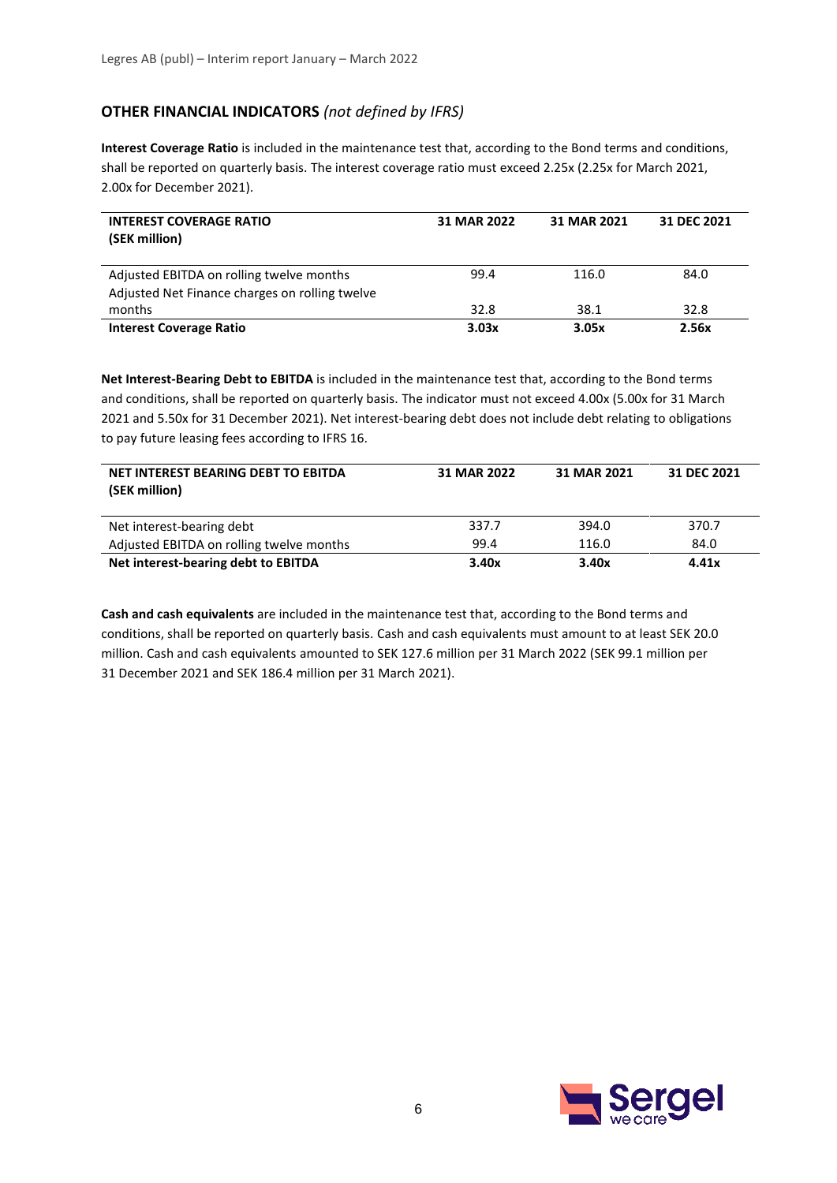## OTHER FINANCIAL INDICATORS *(not defined by IFRS)*

**Interest Coverage Ratio** is included in the maintenance test that, according to the Bond terms and conditions, shall be reported on quarterly basis. The interest coverage ratio must exceed 2.25x (2.25x for March 2021, 2.00x for December 2021).

| INTEREST COVERAGE RATIO (SEK million) | 31 MAR 2022 | 31 MAR 2021 | 31 DEC 2021 |
|---|---|---|---|
| Adjusted EBITDA on rolling twelve months | 99.4 | 116.0 | 84.0 |
| Adjusted Net Finance charges on rolling twelve months | 32.8 | 38.1 | 32.8 |
| **Interest Coverage Ratio** | **3.03x** | **3.05x** | **2.56x** |

**Net Interest-Bearing Debt to EBITDA** is included in the maintenance test that, according to the Bond terms and conditions, shall be reported on quarterly basis. The indicator must not exceed 4.00x (5.00x for 31 March 2021 and 5.50x for 31 December 2021). Net interest-bearing debt does not include debt relating to obligations to pay future leasing fees according to IFRS 16.

| NET INTEREST BEARING DEBT TO EBITDA (SEK million) | 31 MAR 2022 | 31 MAR 2021 | 31 DEC 2021 |
|---|---|---|---|
| Net interest-bearing debt | 337.7 | 394.0 | 370.7 |
| Adjusted EBITDA on rolling twelve months | 99.4 | 116.0 | 84.0 |
| **Net interest-bearing debt to EBITDA** | **3.40x** | **3.40x** | **4.41x** |

**Cash and cash equivalents** are included in the maintenance test that, according to the Bond terms and conditions, shall be reported on quarterly basis. Cash and cash equivalents must amount to at least SEK 20.0 million. Cash and cash equivalents amounted to SEK 127.6 million per 31 March 2022 (SEK 99.1 million per 31 December 2021 and SEK 186.4 million per 31 March 2021).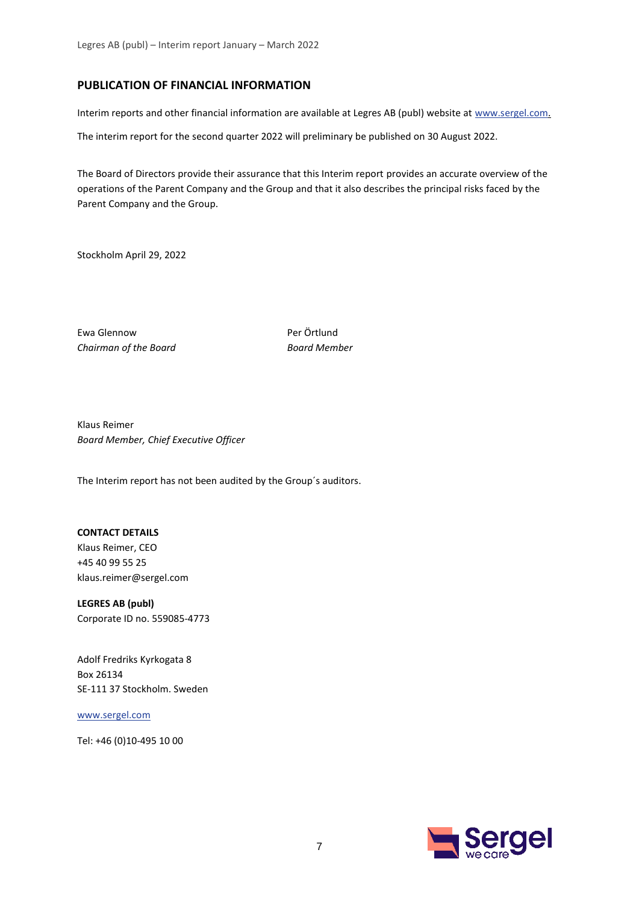## PUBLICATION OF FINANCIAL INFORMATION

Interim reports and other financial information are available at Legres AB (publ) website at www.sergel.com.

The interim report for the second quarter 2022 will preliminary be published on 30 August 2022.

The Board of Directors provide their assurance that this Interim report provides an accurate overview of the operations of the Parent Company and the Group and that it also describes the principal risks faced by the Parent Company and the Group.

Stockholm April 29, 2022

Ewa Glennow
*Chairman of the Board*

Per Örtlund
*Board Member*

Klaus Reimer
*Board Member, Chief Executive Officer*

The Interim report has not been audited by the Group´s auditors.

**CONTACT DETAILS**
Klaus Reimer, CEO
+45 40 99 55 25
klaus.reimer@sergel.com

**LEGRES AB (publ)**
Corporate ID no. 559085-4773

Adolf Fredriks Kyrkogata 8
Box 26134
SE-111 37 Stockholm. Sweden

www.sergel.com

Tel: +46 (0)10-495 10 00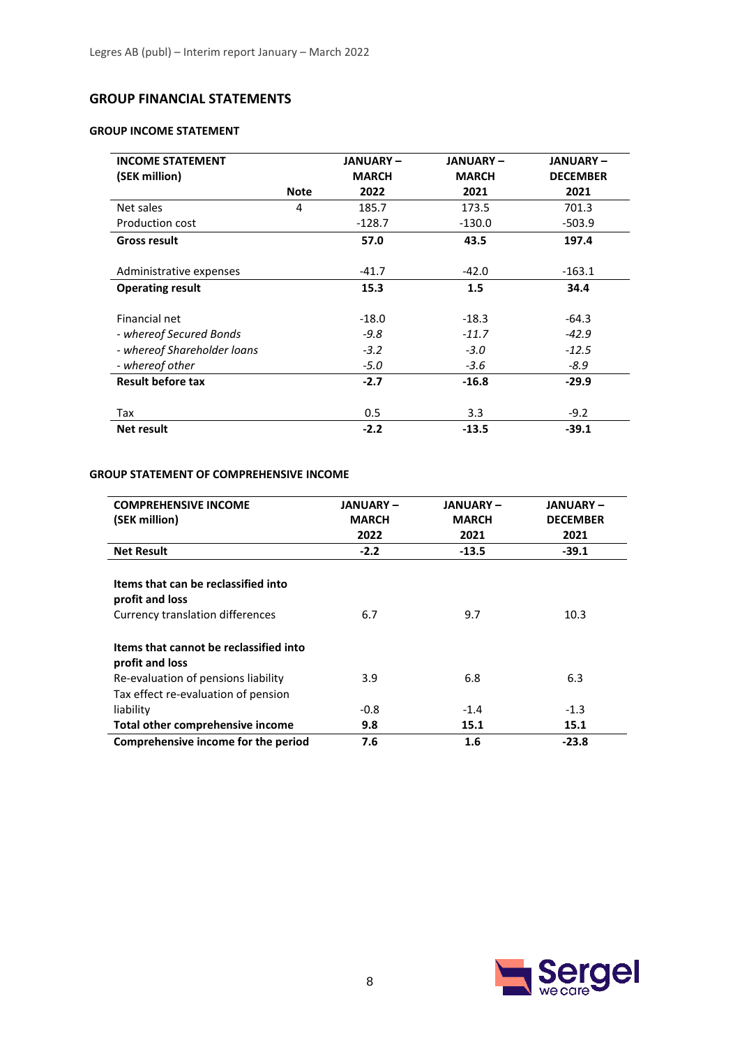## GROUP FINANCIAL STATEMENTS

### GROUP INCOME STATEMENT

| INCOME STATEMENT (SEK million) | Note | JANUARY – MARCH 2022 | JANUARY – MARCH 2021 | JANUARY – DECEMBER 2021 |
|---|---|---|---|---|
| Net sales | 4 | 185.7 | 173.5 | 701.3 |
| Production cost | | -128.7 | -130.0 | -503.9 |
| **Gross result** | | **57.0** | **43.5** | **197.4** |
| Administrative expenses | | -41.7 | -42.0 | -163.1 |
| **Operating result** | | **15.3** | **1.5** | **34.4** |
| Financial net | | -18.0 | -18.3 | -64.3 |
| *- whereof Secured Bonds* | | *-9.8* | *-11.7* | *-42.9* |
| *- whereof Shareholder loans* | | *-3.2* | *-3.0* | *-12.5* |
| *- whereof other* | | *-5.0* | *-3.6* | *-8.9* |
| **Result before tax** | | **-2.7** | **-16.8** | **-29.9** |
| Tax | | 0.5 | 3.3 | -9.2 |
| **Net result** | | **-2.2** | **-13.5** | **-39.1** |

### GROUP STATEMENT OF COMPREHENSIVE INCOME

| COMPREHENSIVE INCOME (SEK million) | JANUARY – MARCH 2022 | JANUARY – MARCH 2021 | JANUARY – DECEMBER 2021 |
|---|---|---|---|
| **Net Result** | **-2.2** | **-13.5** | **-39.1** |
| **Items that can be reclassified into profit and loss** | | | |
| Currency translation differences | 6.7 | 9.7 | 10.3 |
| **Items that cannot be reclassified into profit and loss** | | | |
| Re-evaluation of pensions liability | 3.9 | 6.8 | 6.3 |
| Tax effect re-evaluation of pension liability | -0.8 | -1.4 | -1.3 |
| **Total other comprehensive income** | **9.8** | **15.1** | **15.1** |
| **Comprehensive income for the period** | **7.6** | **1.6** | **-23.8** |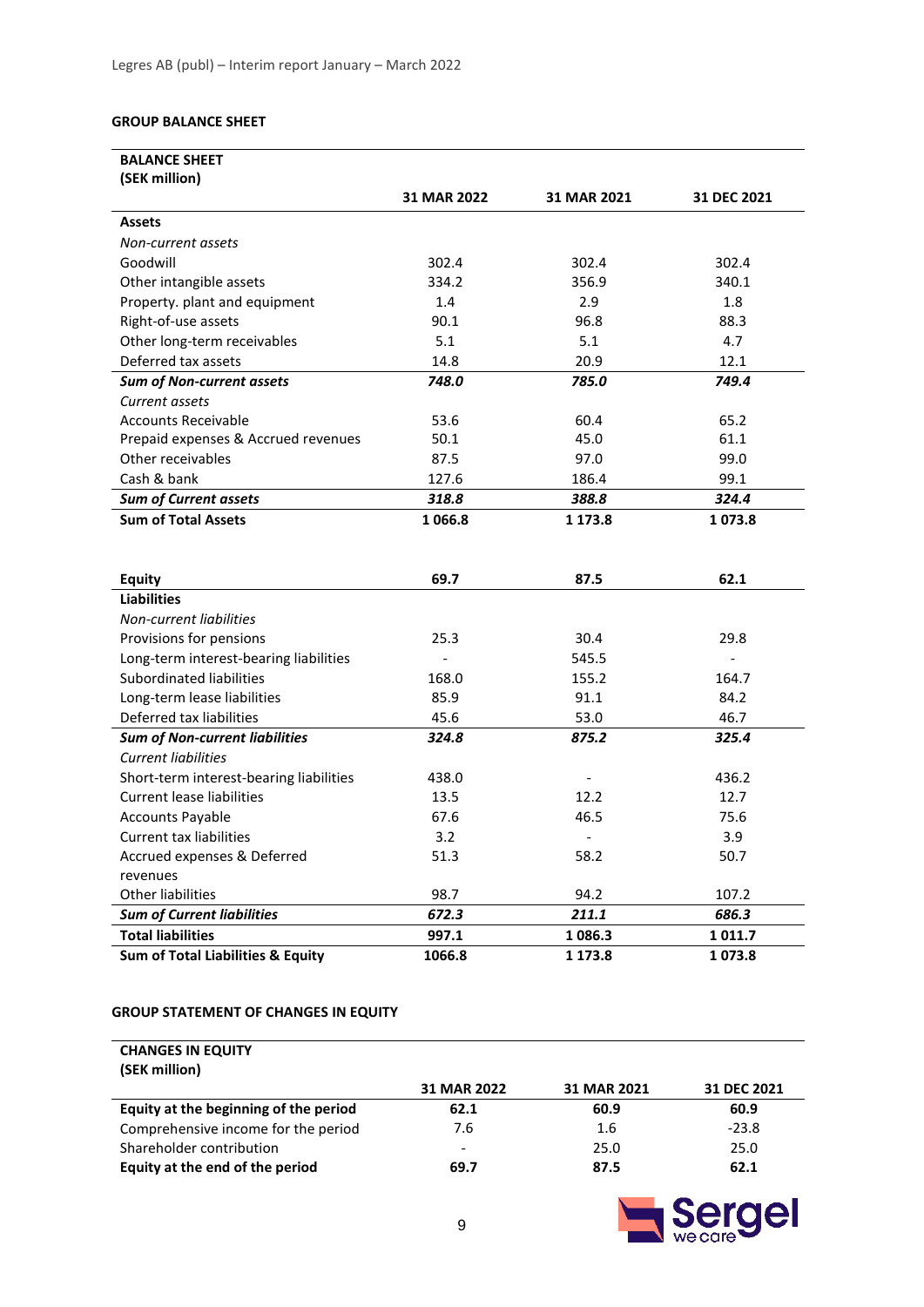## GROUP BALANCE SHEET

| BALANCE SHEET (SEK million) | 31 MAR 2022 | 31 MAR 2021 | 31 DEC 2021 |
|---|---|---|---|
| **Assets** | | | |
| *Non-current assets* | | | |
| Goodwill | 302.4 | 302.4 | 302.4 |
| Other intangible assets | 334.2 | 356.9 | 340.1 |
| Property. plant and equipment | 1.4 | 2.9 | 1.8 |
| Right-of-use assets | 90.1 | 96.8 | 88.3 |
| Other long-term receivables | 5.1 | 5.1 | 4.7 |
| Deferred tax assets | 14.8 | 20.9 | 12.1 |
| ***Sum of Non-current assets*** | ***748.0*** | ***785.0*** | ***749.4*** |
| *Current assets* | | | |
| Accounts Receivable | 53.6 | 60.4 | 65.2 |
| Prepaid expenses & Accrued revenues | 50.1 | 45.0 | 61.1 |
| Other receivables | 87.5 | 97.0 | 99.0 |
| Cash & bank | 127.6 | 186.4 | 99.1 |
| ***Sum of Current assets*** | ***318.8*** | ***388.8*** | ***324.4*** |
| **Sum of Total Assets** | **1 066.8** | **1 173.8** | **1 073.8** |
| | | | |
| **Equity** | **69.7** | **87.5** | **62.1** |
| **Liabilities** | | | |
| *Non-current liabilities* | | | |
| Provisions for pensions | 25.3 | 30.4 | 29.8 |
| Long-term interest-bearing liabilities | - | 545.5 | - |
| Subordinated liabilities | 168.0 | 155.2 | 164.7 |
| Long-term lease liabilities | 85.9 | 91.1 | 84.2 |
| Deferred tax liabilities | 45.6 | 53.0 | 46.7 |
| ***Sum of Non-current liabilities*** | ***324.8*** | ***875.2*** | ***325.4*** |
| *Current liabilities* | | | |
| Short-term interest-bearing liabilities | 438.0 | - | 436.2 |
| Current lease liabilities | 13.5 | 12.2 | 12.7 |
| Accounts Payable | 67.6 | 46.5 | 75.6 |
| Current tax liabilities | 3.2 | - | 3.9 |
| Accrued expenses & Deferred revenues | 51.3 | 58.2 | 50.7 |
| Other liabilities | 98.7 | 94.2 | 107.2 |
| ***Sum of Current liabilities*** | ***672.3*** | ***211.1*** | ***686.3*** |
| **Total liabilities** | **997.1** | **1 086.3** | **1 011.7** |
| **Sum of Total Liabilities & Equity** | **1066.8** | **1 173.8** | **1 073.8** |

## GROUP STATEMENT OF CHANGES IN EQUITY

| CHANGES IN EQUITY (SEK million) | 31 MAR 2022 | 31 MAR 2021 | 31 DEC 2021 |
|---|---|---|---|
| **Equity at the beginning of the period** | **62.1** | **60.9** | **60.9** |
| Comprehensive income for the period | 7.6 | 1.6 | -23.8 |
| Shareholder contribution | - | 25.0 | 25.0 |
| **Equity at the end of the period** | **69.7** | **87.5** | **62.1** |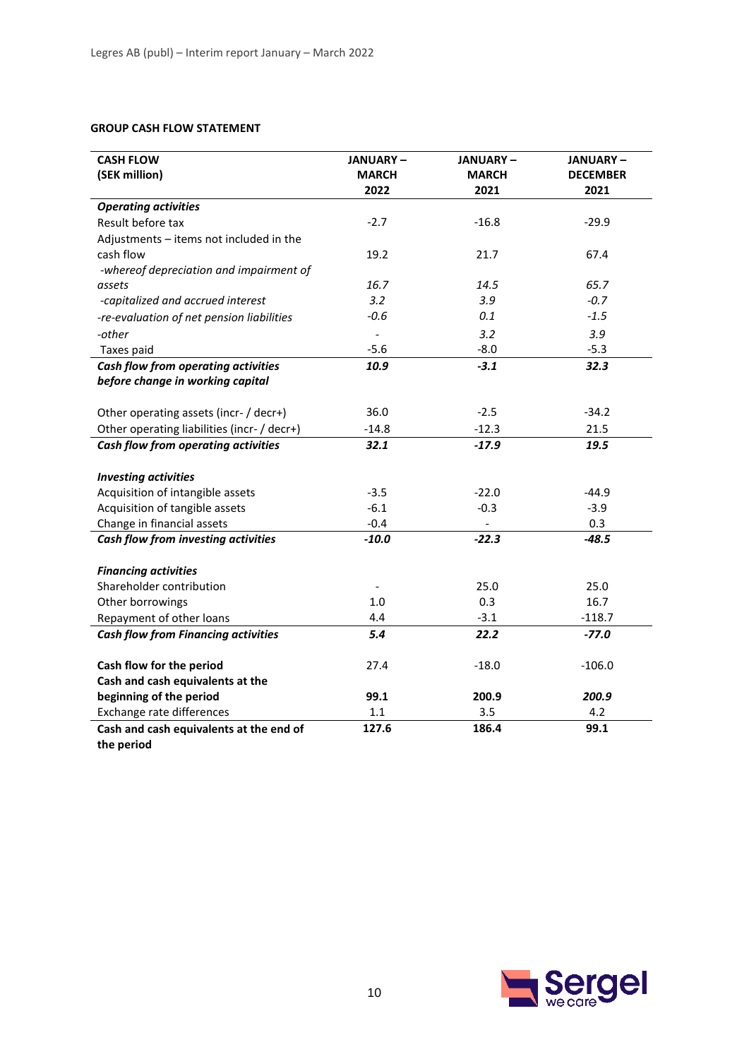## GROUP CASH FLOW STATEMENT

| CASH FLOW (SEK million) | JANUARY – MARCH 2022 | JANUARY – MARCH 2021 | JANUARY – DECEMBER 2021 |
|---|---|---|---|
| ***Operating activities*** | | | |
| Result before tax | -2.7 | -16.8 | -29.9 |
| Adjustments – items not included in the cash flow | 19.2 | 21.7 | 67.4 |
| *-whereof depreciation and impairment of assets* | *16.7* | *14.5* | *65.7* |
| *-capitalized and accrued interest* | *3.2* | *3.9* | *-0.7* |
| *-re-evaluation of net pension liabilities* | *-0.6* | *0.1* | *-1.5* |
| *-other* | *-* | *3.2* | *3.9* |
| Taxes paid | -5.6 | -8.0 | -5.3 |
| ***Cash flow from operating activities before change in working capital*** | ***10.9*** | ***-3.1*** | ***32.3*** |
| | | | |
| Other operating assets (incr- / decr+) | 36.0 | -2.5 | -34.2 |
| Other operating liabilities (incr- / decr+) | -14.8 | -12.3 | 21.5 |
| ***Cash flow from operating activities*** | ***32.1*** | ***-17.9*** | ***19.5*** |
| | | | |
| ***Investing activities*** | | | |
| Acquisition of intangible assets | -3.5 | -22.0 | -44.9 |
| Acquisition of tangible assets | -6.1 | -0.3 | -3.9 |
| Change in financial assets | -0.4 | - | 0.3 |
| ***Cash flow from investing activities*** | ***-10.0*** | ***-22.3*** | ***-48.5*** |
| | | | |
| ***Financing activities*** | | | |
| Shareholder contribution | - | 25.0 | 25.0 |
| Other borrowings | 1.0 | 0.3 | 16.7 |
| Repayment of other loans | 4.4 | -3.1 | -118.7 |
| ***Cash flow from Financing activities*** | ***5.4*** | ***22.2*** | ***-77.0*** |
| | | | |
| **Cash flow for the period** | 27.4 | -18.0 | -106.0 |
| **Cash and cash equivalents at the beginning of the period** | **99.1** | **200.9** | ***200.9*** |
| Exchange rate differences | 1.1 | 3.5 | 4.2 |
| **Cash and cash equivalents at the end of the period** | **127.6** | **186.4** | **99.1** |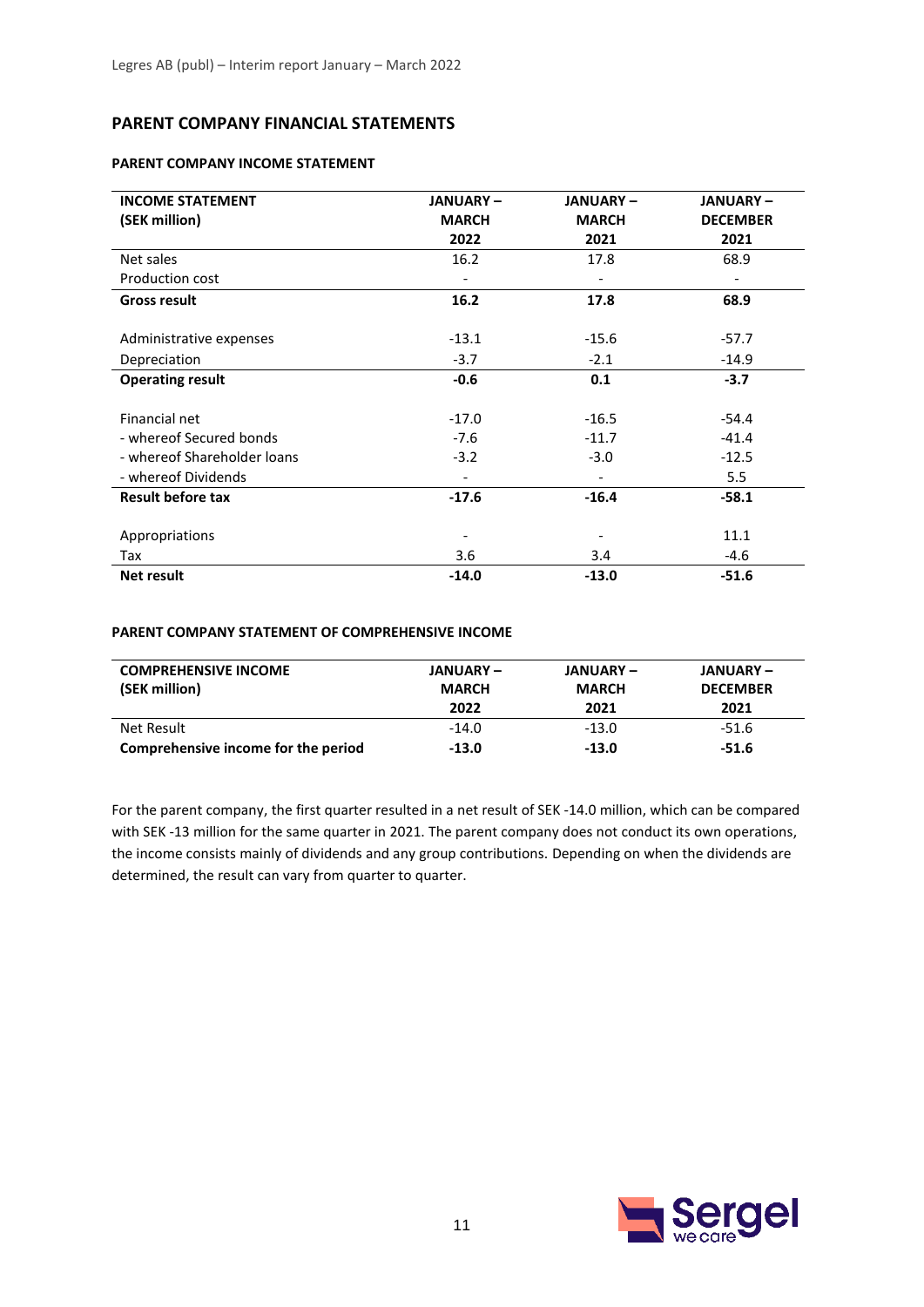## PARENT COMPANY FINANCIAL STATEMENTS

### PARENT COMPANY INCOME STATEMENT

| INCOME STATEMENT (SEK million) | JANUARY – MARCH 2022 | JANUARY – MARCH 2021 | JANUARY – DECEMBER 2021 |
|---|---|---|---|
| Net sales | 16.2 | 17.8 | 68.9 |
| Production cost | - | - | - |
| **Gross result** | **16.2** | **17.8** | **68.9** |
| | | | |
| Administrative expenses | -13.1 | -15.6 | -57.7 |
| Depreciation | -3.7 | -2.1 | -14.9 |
| **Operating result** | **-0.6** | **0.1** | **-3.7** |
| | | | |
| Financial net | -17.0 | -16.5 | -54.4 |
| - whereof Secured bonds | -7.6 | -11.7 | -41.4 |
| - whereof Shareholder loans | -3.2 | -3.0 | -12.5 |
| - whereof Dividends | - | - | 5.5 |
| **Result before tax** | **-17.6** | **-16.4** | **-58.1** |
| | | | |
| Appropriations | - | - | 11.1 |
| Tax | 3.6 | 3.4 | -4.6 |
| **Net result** | **-14.0** | **-13.0** | **-51.6** |

### PARENT COMPANY STATEMENT OF COMPREHENSIVE INCOME

| COMPREHENSIVE INCOME (SEK million) | JANUARY – MARCH 2022 | JANUARY – MARCH 2021 | JANUARY – DECEMBER 2021 |
|---|---|---|---|
| Net Result | -14.0 | -13.0 | -51.6 |
| **Comprehensive income for the period** | **-13.0** | **-13.0** | **-51.6** |

For the parent company, the first quarter resulted in a net result of SEK -14.0 million, which can be compared with SEK -13 million for the same quarter in 2021. The parent company does not conduct its own operations, the income consists mainly of dividends and any group contributions. Depending on when the dividends are determined, the result can vary from quarter to quarter.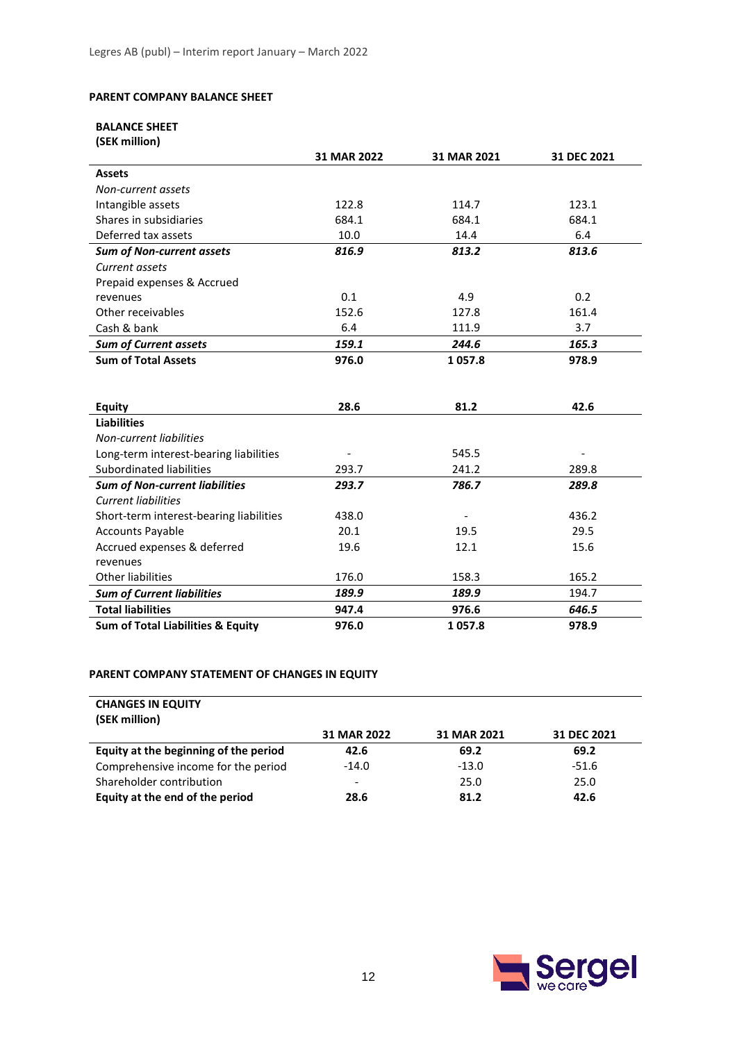#### PARENT COMPANY BALANCE SHEET

**BALANCE SHEET**
**(SEK million)**

| | 31 MAR 2022 | 31 MAR 2021 | 31 DEC 2021 |
|---|---|---|---|
| **Assets** | | | |
| *Non-current assets* | | | |
| Intangible assets | 122.8 | 114.7 | 123.1 |
| Shares in subsidiaries | 684.1 | 684.1 | 684.1 |
| Deferred tax assets | 10.0 | 14.4 | 6.4 |
| ***Sum of Non-current assets*** | ***816.9*** | ***813.2*** | ***813.6*** |
| *Current assets* | | | |
| Prepaid expenses & Accrued revenues | 0.1 | 4.9 | 0.2 |
| Other receivables | 152.6 | 127.8 | 161.4 |
| Cash & bank | 6.4 | 111.9 | 3.7 |
| ***Sum of Current assets*** | ***159.1*** | ***244.6*** | ***165.3*** |
| **Sum of Total Assets** | **976.0** | **1 057.8** | **978.9** |
| | | | |
| **Equity** | **28.6** | **81.2** | **42.6** |
| **Liabilities** | | | |
| *Non-current liabilities* | | | |
| Long-term interest-bearing liabilities | - | 545.5 | - |
| Subordinated liabilities | 293.7 | 241.2 | 289.8 |
| ***Sum of Non-current liabilities*** | ***293.7*** | ***786.7*** | ***289.8*** |
| *Current liabilities* | | | |
| Short-term interest-bearing liabilities | 438.0 | - | 436.2 |
| Accounts Payable | 20.1 | 19.5 | 29.5 |
| Accrued expenses & deferred revenues | 19.6 | 12.1 | 15.6 |
| Other liabilities | 176.0 | 158.3 | 165.2 |
| ***Sum of Current liabilities*** | ***189.9*** | ***189.9*** | 194.7 |
| **Total liabilities** | **947.4** | **976.6** | ***646.5*** |
| **Sum of Total Liabilities & Equity** | **976.0** | **1 057.8** | **978.9** |

#### PARENT COMPANY STATEMENT OF CHANGES IN EQUITY

**CHANGES IN EQUITY**
**(SEK million)**

| | 31 MAR 2022 | 31 MAR 2021 | 31 DEC 2021 |
|---|---|---|---|
| **Equity at the beginning of the period** | **42.6** | **69.2** | **69.2** |
| Comprehensive income for the period | -14.0 | -13.0 | -51.6 |
| Shareholder contribution | - | 25.0 | 25.0 |
| **Equity at the end of the period** | **28.6** | **81.2** | **42.6** |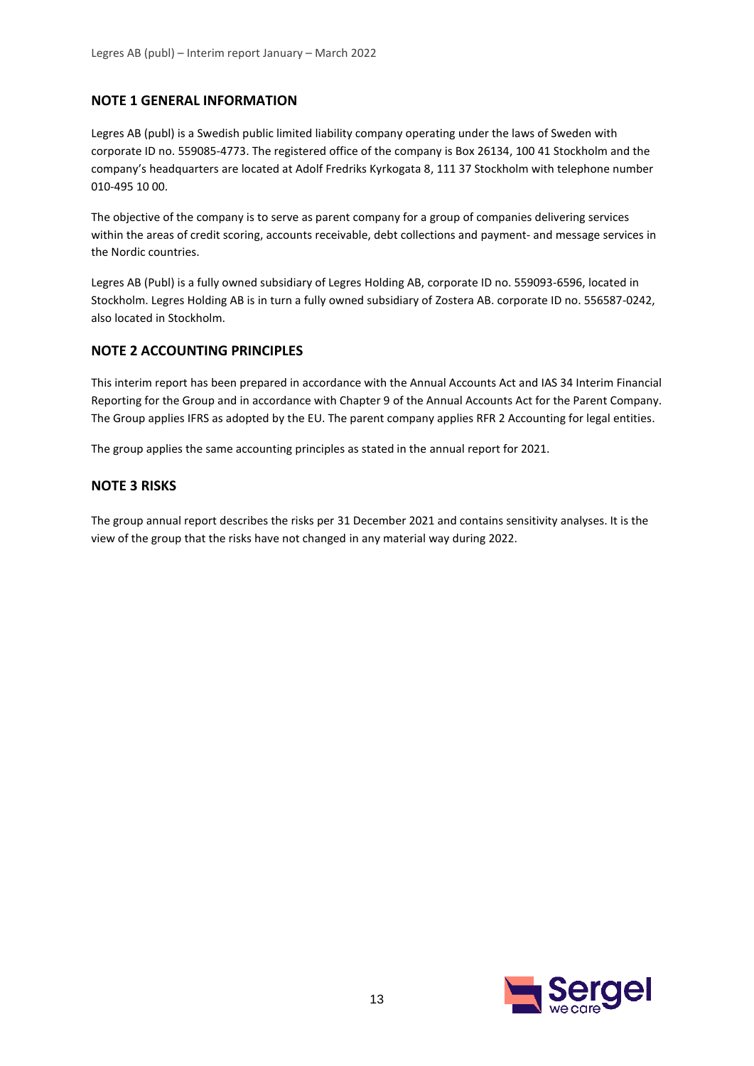## NOTE 1 GENERAL INFORMATION

Legres AB (publ) is a Swedish public limited liability company operating under the laws of Sweden with corporate ID no. 559085-4773. The registered office of the company is Box 26134, 100 41 Stockholm and the company's headquarters are located at Adolf Fredriks Kyrkogata 8, 111 37 Stockholm with telephone number 010-495 10 00.

The objective of the company is to serve as parent company for a group of companies delivering services within the areas of credit scoring, accounts receivable, debt collections and payment- and message services in the Nordic countries.

Legres AB (Publ) is a fully owned subsidiary of Legres Holding AB, corporate ID no. 559093-6596, located in Stockholm. Legres Holding AB is in turn a fully owned subsidiary of Zostera AB. corporate ID no. 556587-0242, also located in Stockholm.

## NOTE 2 ACCOUNTING PRINCIPLES

This interim report has been prepared in accordance with the Annual Accounts Act and IAS 34 Interim Financial Reporting for the Group and in accordance with Chapter 9 of the Annual Accounts Act for the Parent Company. The Group applies IFRS as adopted by the EU. The parent company applies RFR 2 Accounting for legal entities.

The group applies the same accounting principles as stated in the annual report for 2021.

## NOTE 3 RISKS

The group annual report describes the risks per 31 December 2021 and contains sensitivity analyses. It is the view of the group that the risks have not changed in any material way during 2022.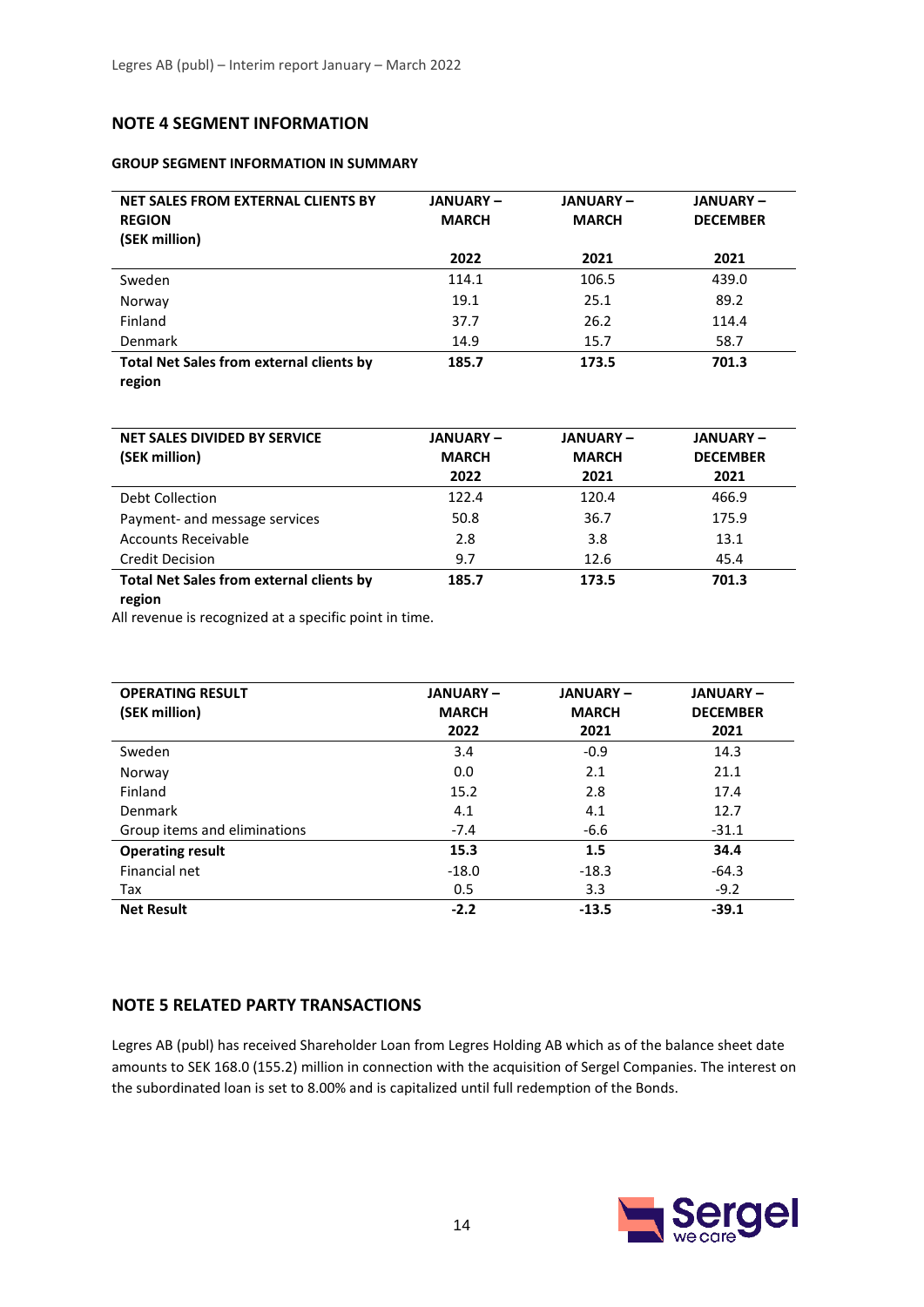## NOTE 4 SEGMENT INFORMATION

**GROUP SEGMENT INFORMATION IN SUMMARY**

| NET SALES FROM EXTERNAL CLIENTS BY REGION (SEK million) | JANUARY – MARCH 2022 | JANUARY – MARCH 2021 | JANUARY – DECEMBER 2021 |
|---|---|---|---|
| Sweden | 114.1 | 106.5 | 439.0 |
| Norway | 19.1 | 25.1 | 89.2 |
| Finland | 37.7 | 26.2 | 114.4 |
| Denmark | 14.9 | 15.7 | 58.7 |
| **Total Net Sales from external clients by region** | **185.7** | **173.5** | **701.3** |

| NET SALES DIVIDED BY SERVICE (SEK million) | JANUARY – MARCH 2022 | JANUARY – MARCH 2021 | JANUARY – DECEMBER 2021 |
|---|---|---|---|
| Debt Collection | 122.4 | 120.4 | 466.9 |
| Payment- and message services | 50.8 | 36.7 | 175.9 |
| Accounts Receivable | 2.8 | 3.8 | 13.1 |
| Credit Decision | 9.7 | 12.6 | 45.4 |
| **Total Net Sales from external clients by region** | **185.7** | **173.5** | **701.3** |

All revenue is recognized at a specific point in time.

| OPERATING RESULT (SEK million) | JANUARY – MARCH 2022 | JANUARY – MARCH 2021 | JANUARY – DECEMBER 2021 |
|---|---|---|---|
| Sweden | 3.4 | -0.9 | 14.3 |
| Norway | 0.0 | 2.1 | 21.1 |
| Finland | 15.2 | 2.8 | 17.4 |
| Denmark | 4.1 | 4.1 | 12.7 |
| Group items and eliminations | -7.4 | -6.6 | -31.1 |
| **Operating result** | **15.3** | **1.5** | **34.4** |
| Financial net | -18.0 | -18.3 | -64.3 |
| Tax | 0.5 | 3.3 | -9.2 |
| **Net Result** | **-2.2** | **-13.5** | **-39.1** |

## NOTE 5 RELATED PARTY TRANSACTIONS

Legres AB (publ) has received Shareholder Loan from Legres Holding AB which as of the balance sheet date amounts to SEK 168.0 (155.2) million in connection with the acquisition of Sergel Companies. The interest on the subordinated loan is set to 8.00% and is capitalized until full redemption of the Bonds.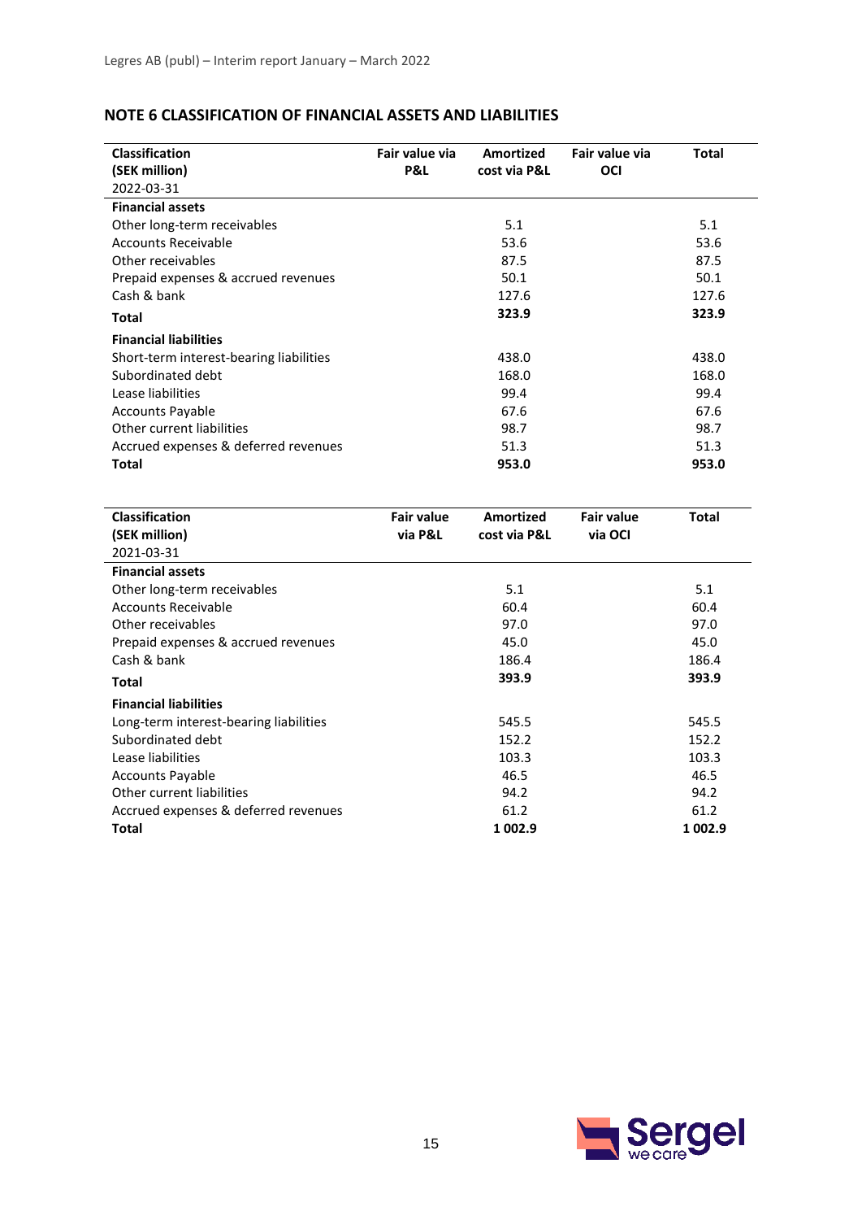## NOTE 6 CLASSIFICATION OF FINANCIAL ASSETS AND LIABILITIES

| Classification (SEK million) 2022-03-31 | Fair value via P&L | Amortized cost via P&L | Fair value via OCI | Total |
|---|---|---|---|---|
| **Financial assets** | | | | |
| Other long-term receivables | | 5.1 | | 5.1 |
| Accounts Receivable | | 53.6 | | 53.6 |
| Other receivables | | 87.5 | | 87.5 |
| Prepaid expenses & accrued revenues | | 50.1 | | 50.1 |
| Cash & bank | | 127.6 | | 127.6 |
| **Total** | | **323.9** | | **323.9** |
| **Financial liabilities** | | | | |
| Short-term interest-bearing liabilities | | 438.0 | | 438.0 |
| Subordinated debt | | 168.0 | | 168.0 |
| Lease liabilities | | 99.4 | | 99.4 |
| Accounts Payable | | 67.6 | | 67.6 |
| Other current liabilities | | 98.7 | | 98.7 |
| Accrued expenses & deferred revenues | | 51.3 | | 51.3 |
| **Total** | | **953.0** | | **953.0** |

| Classification (SEK million) 2021-03-31 | Fair value via P&L | Amortized cost via P&L | Fair value via OCI | Total |
|---|---|---|---|---|
| **Financial assets** | | | | |
| Other long-term receivables | | 5.1 | | 5.1 |
| Accounts Receivable | | 60.4 | | 60.4 |
| Other receivables | | 97.0 | | 97.0 |
| Prepaid expenses & accrued revenues | | 45.0 | | 45.0 |
| Cash & bank | | 186.4 | | 186.4 |
| **Total** | | **393.9** | | **393.9** |
| **Financial liabilities** | | | | |
| Long-term interest-bearing liabilities | | 545.5 | | 545.5 |
| Subordinated debt | | 152.2 | | 152.2 |
| Lease liabilities | | 103.3 | | 103.3 |
| Accounts Payable | | 46.5 | | 46.5 |
| Other current liabilities | | 94.2 | | 94.2 |
| Accrued expenses & deferred revenues | | 61.2 | | 61.2 |
| **Total** | | **1 002.9** | | **1 002.9** |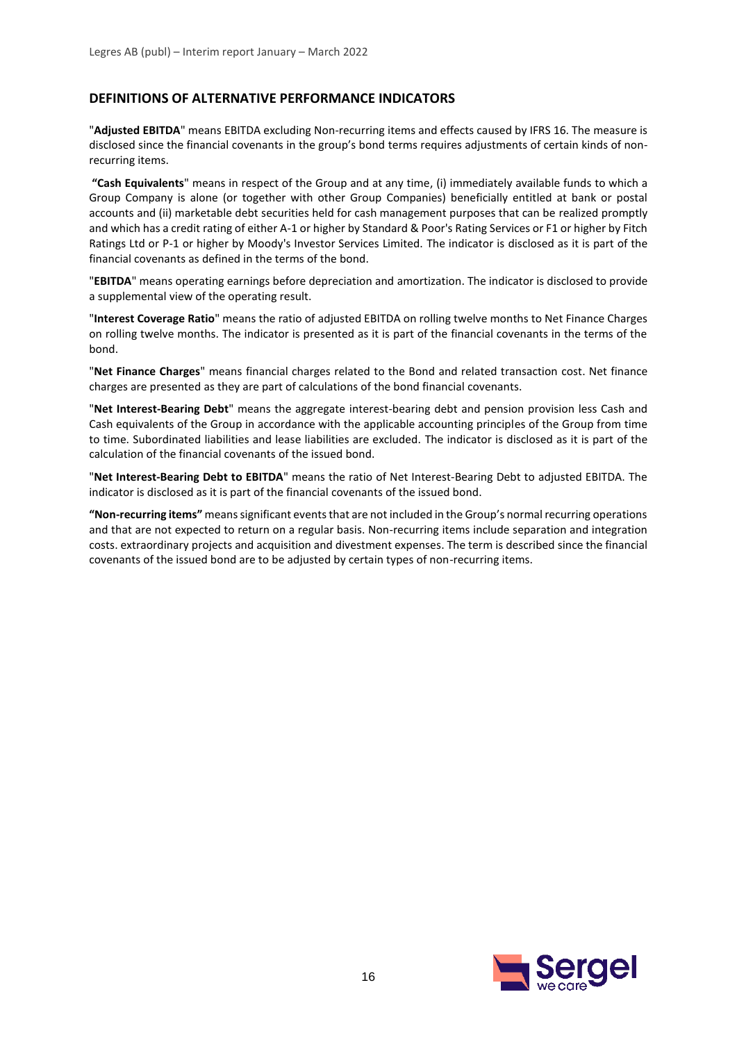## DEFINITIONS OF ALTERNATIVE PERFORMANCE INDICATORS

"**Adjusted EBITDA**" means EBITDA excluding Non-recurring items and effects caused by IFRS 16. The measure is disclosed since the financial covenants in the group's bond terms requires adjustments of certain kinds of non-recurring items.

"**Cash Equivalents**" means in respect of the Group and at any time, (i) immediately available funds to which a Group Company is alone (or together with other Group Companies) beneficially entitled at bank or postal accounts and (ii) marketable debt securities held for cash management purposes that can be realized promptly and which has a credit rating of either A-1 or higher by Standard & Poor's Rating Services or F1 or higher by Fitch Ratings Ltd or P-1 or higher by Moody's Investor Services Limited. The indicator is disclosed as it is part of the financial covenants as defined in the terms of the bond.

"**EBITDA**" means operating earnings before depreciation and amortization. The indicator is disclosed to provide a supplemental view of the operating result.

"**Interest Coverage Ratio**" means the ratio of adjusted EBITDA on rolling twelve months to Net Finance Charges on rolling twelve months. The indicator is presented as it is part of the financial covenants in the terms of the bond.

"**Net Finance Charges**" means financial charges related to the Bond and related transaction cost. Net finance charges are presented as they are part of calculations of the bond financial covenants.

"**Net Interest-Bearing Debt**" means the aggregate interest-bearing debt and pension provision less Cash and Cash equivalents of the Group in accordance with the applicable accounting principles of the Group from time to time. Subordinated liabilities and lease liabilities are excluded. The indicator is disclosed as it is part of the calculation of the financial covenants of the issued bond.

"**Net Interest-Bearing Debt to EBITDA**" means the ratio of Net Interest-Bearing Debt to adjusted EBITDA. The indicator is disclosed as it is part of the financial covenants of the issued bond.

**"Non-recurring items"** means significant events that are not included in the Group's normal recurring operations and that are not expected to return on a regular basis. Non-recurring items include separation and integration costs. extraordinary projects and acquisition and divestment expenses. The term is described since the financial covenants of the issued bond are to be adjusted by certain types of non-recurring items.